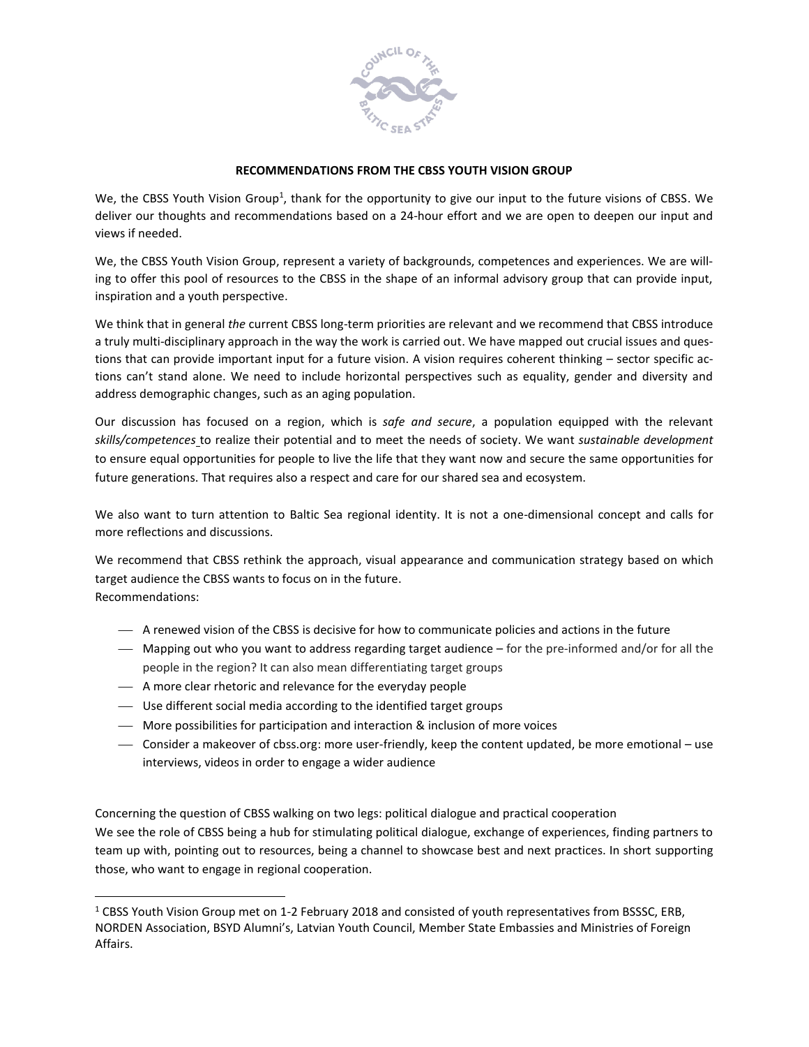**RECOMMENDATIONS FROM THE CBSS YOUTH VISION GROUP**

We, the CBSS Youth Vision Group[1], thank for the opportunity to give our input to the future visions of CBSS. We deliver our thoughts and recommendations based on a 24-hour effort and we are open to deepen our input and views if needed.

We, the CBSS Youth Vision Group, represent a variety of backgrounds, competences and experiences. We are willing to offer this pool of resources to the CBSS in the shape of an informal advisory group that can provide input, inspiration and a youth perspective.

We think that in general *the* current CBSS long-term priorities are relevant and we recommend that CBSS introduce a truly multi-disciplinary approach in the way the work is carried out. We have mapped out crucial issues and questions that can provide important input for a future vision. A vision requires coherent thinking – sector specific actions can't stand alone. We need to include horizontal perspectives such as equality, gender and diversity and address demographic changes, such as an aging population.

Our discussion has focused on a region, which is *safe and secure*, a population equipped with the relevant *skills/competences* to realize their potential and to meet the needs of society. We want *sustainable development* to ensure equal opportunities for people to live the life that they want now and secure the same opportunities for future generations. That requires also a respect and care for our shared sea and ecosystem.

We also want to turn attention to Baltic Sea regional identity. It is not a one-dimensional concept and calls for more reflections and discussions.

We recommend that CBSS rethink the approach, visual appearance and communication strategy based on which target audience the CBSS wants to focus on in the future.
Recommendations:

- A renewed vision of the CBSS is decisive for how to communicate policies and actions in the future
- Mapping out who you want to address regarding target audience – for the pre-informed and/or for all the people in the region? It can also mean differentiating target groups
- A more clear rhetoric and relevance for the everyday people
- Use different social media according to the identified target groups
- More possibilities for participation and interaction & inclusion of more voices
- Consider a makeover of cbss.org: more user-friendly, keep the content updated, be more emotional – use interviews, videos in order to engage a wider audience

Concerning the question of CBSS walking on two legs: political dialogue and practical cooperation
We see the role of CBSS being a hub for stimulating political dialogue, exchange of experiences, finding partners to team up with, pointing out to resources, being a channel to showcase best and next practices. In short supporting those, who want to engage in regional cooperation.

[1] CBSS Youth Vision Group met on 1-2 February 2018 and consisted of youth representatives from BSSSC, ERB, NORDEN Association, BSYD Alumni's, Latvian Youth Council, Member State Embassies and Ministries of Foreign Affairs.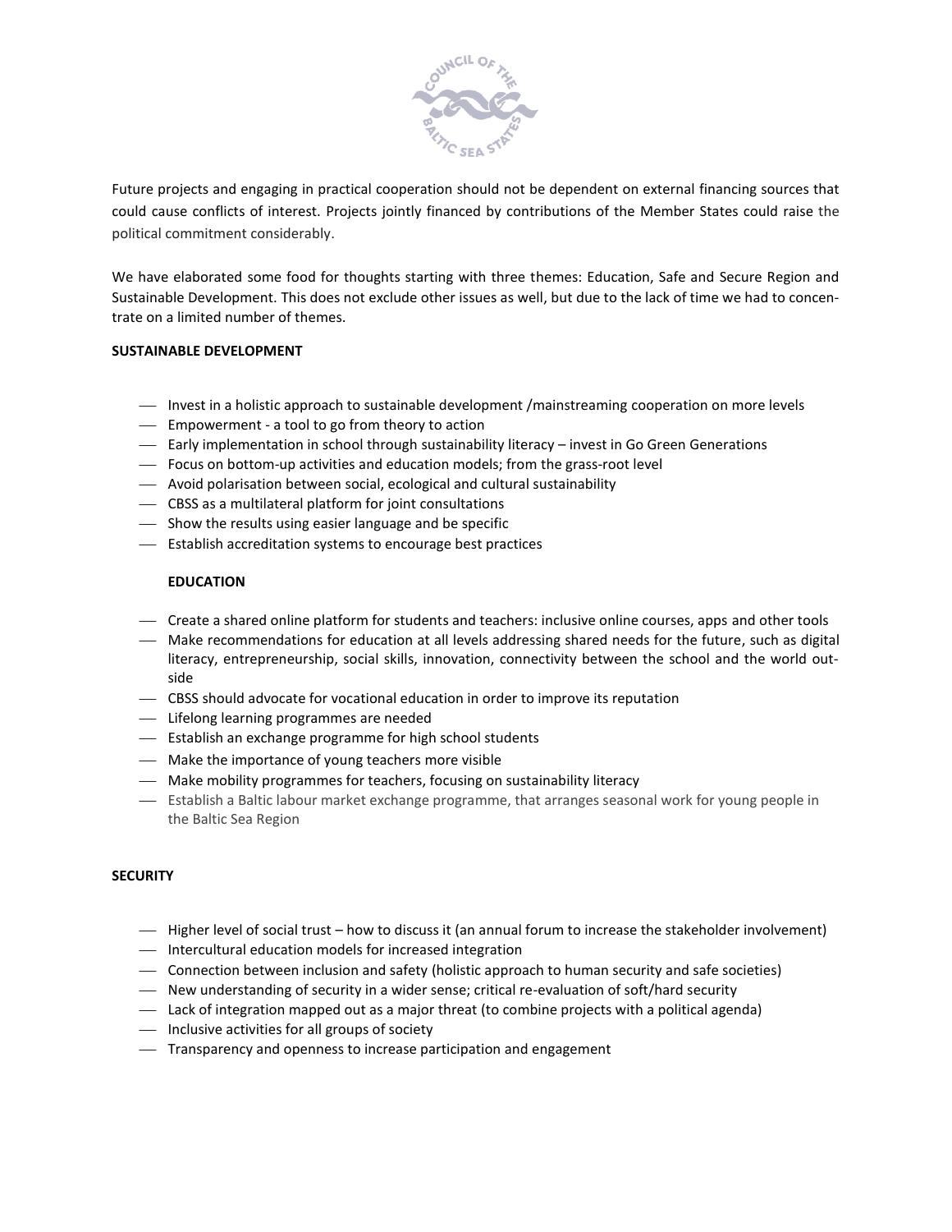Future projects and engaging in practical cooperation should not be dependent on external financing sources that could cause conflicts of interest. Projects jointly financed by contributions of the Member States could raise the political commitment considerably.

We have elaborated some food for thoughts starting with three themes: Education, Safe and Secure Region and Sustainable Development. This does not exclude other issues as well, but due to the lack of time we had to concentrate on a limited number of themes.

**SUSTAINABLE DEVELOPMENT**

- Invest in a holistic approach to sustainable development /mainstreaming cooperation on more levels
- Empowerment - a tool to go from theory to action
- Early implementation in school through sustainability literacy – invest in Go Green Generations
- Focus on bottom-up activities and education models; from the grass-root level
- Avoid polarisation between social, ecological and cultural sustainability
- CBSS as a multilateral platform for joint consultations
- Show the results using easier language and be specific
- Establish accreditation systems to encourage best practices

**EDUCATION**

- Create a shared online platform for students and teachers: inclusive online courses, apps and other tools
- Make recommendations for education at all levels addressing shared needs for the future, such as digital literacy, entrepreneurship, social skills, innovation, connectivity between the school and the world outside
- CBSS should advocate for vocational education in order to improve its reputation
- Lifelong learning programmes are needed
- Establish an exchange programme for high school students
- Make the importance of young teachers more visible
- Make mobility programmes for teachers, focusing on sustainability literacy
- Establish a Baltic labour market exchange programme, that arranges seasonal work for young people in the Baltic Sea Region

**SECURITY**

- Higher level of social trust – how to discuss it (an annual forum to increase the stakeholder involvement)
- Intercultural education models for increased integration
- Connection between inclusion and safety (holistic approach to human security and safe societies)
- New understanding of security in a wider sense; critical re-evaluation of soft/hard security
- Lack of integration mapped out as a major threat (to combine projects with a political agenda)
- Inclusive activities for all groups of society
- Transparency and openness to increase participation and engagement